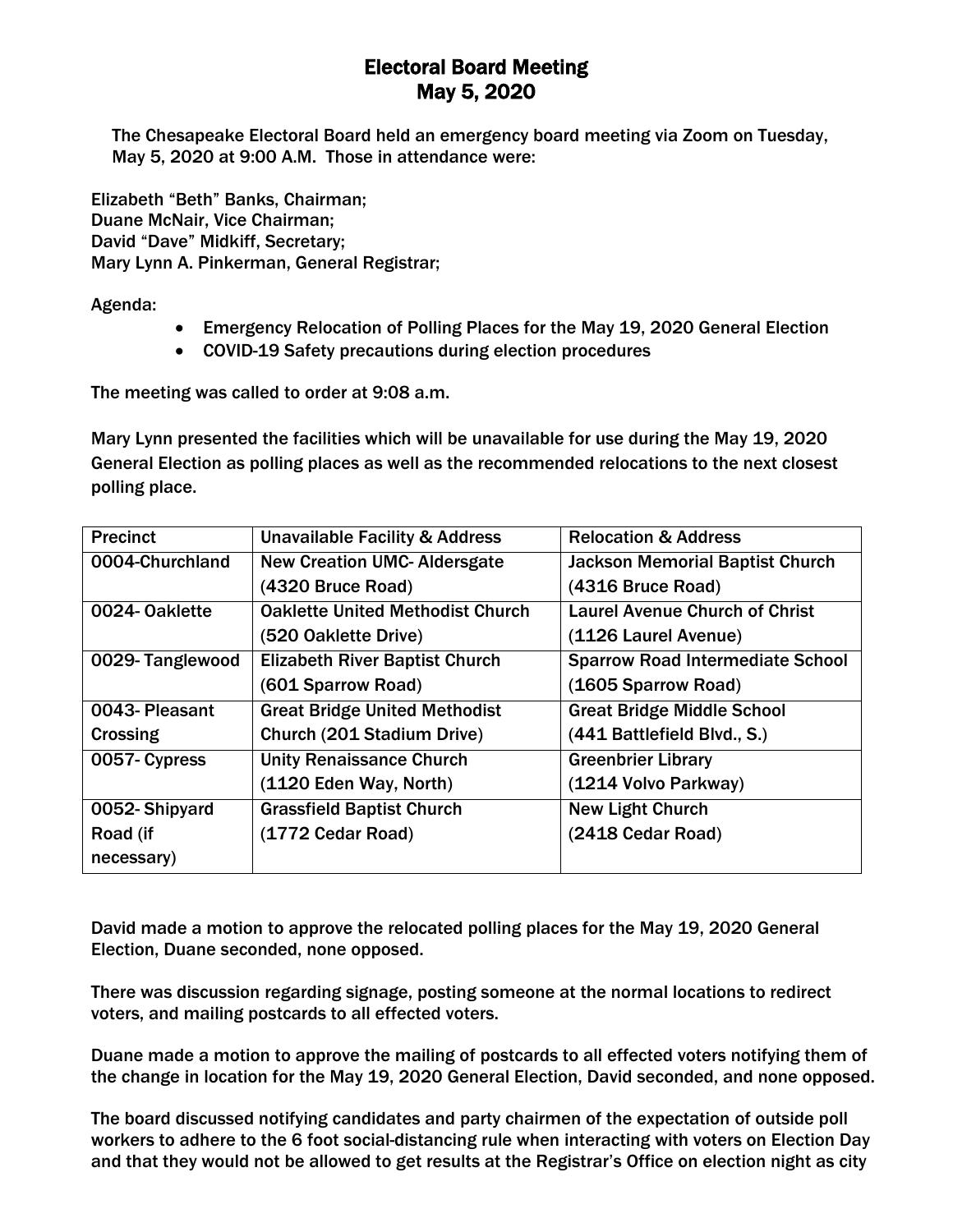# Electoral Board Meeting
# May 5, 2020

The Chesapeake Electoral Board held an emergency board meeting via Zoom on Tuesday, May 5, 2020 at 9:00 A.M. Those in attendance were:

Elizabeth "Beth" Banks, Chairman;
Duane McNair, Vice Chairman;
David "Dave" Midkiff, Secretary;
Mary Lynn A. Pinkerman, General Registrar;

Agenda:

- Emergency Relocation of Polling Places for the May 19, 2020 General Election
- COVID-19 Safety precautions during election procedures

The meeting was called to order at 9:08 a.m.

Mary Lynn presented the facilities which will be unavailable for use during the May 19, 2020 General Election as polling places as well as the recommended relocations to the next closest polling place.

| Precinct | Unavailable Facility & Address | Relocation & Address |
|---|---|---|
| 0004-Churchland | New Creation UMC- Aldersgate (4320 Bruce Road) | Jackson Memorial Baptist Church (4316 Bruce Road) |
| 0024- Oaklette | Oaklette United Methodist Church (520 Oaklette Drive) | Laurel Avenue Church of Christ (1126 Laurel Avenue) |
| 0029- Tanglewood | Elizabeth River Baptist Church (601 Sparrow Road) | Sparrow Road Intermediate School (1605 Sparrow Road) |
| 0043- Pleasant Crossing | Great Bridge United Methodist Church (201 Stadium Drive) | Great Bridge Middle School (441 Battlefield Blvd., S.) |
| 0057- Cypress | Unity Renaissance Church (1120 Eden Way, North) | Greenbrier Library (1214 Volvo Parkway) |
| 0052- Shipyard Road (if necessary) | Grassfield Baptist Church (1772 Cedar Road) | New Light Church (2418 Cedar Road) |

David made a motion to approve the relocated polling places for the May 19, 2020 General Election, Duane seconded, none opposed.

There was discussion regarding signage, posting someone at the normal locations to redirect voters, and mailing postcards to all effected voters.

Duane made a motion to approve the mailing of postcards to all effected voters notifying them of the change in location for the May 19, 2020 General Election, David seconded, and none opposed.

The board discussed notifying candidates and party chairmen of the expectation of outside poll workers to adhere to the 6 foot social-distancing rule when interacting with voters on Election Day and that they would not be allowed to get results at the Registrar's Office on election night as city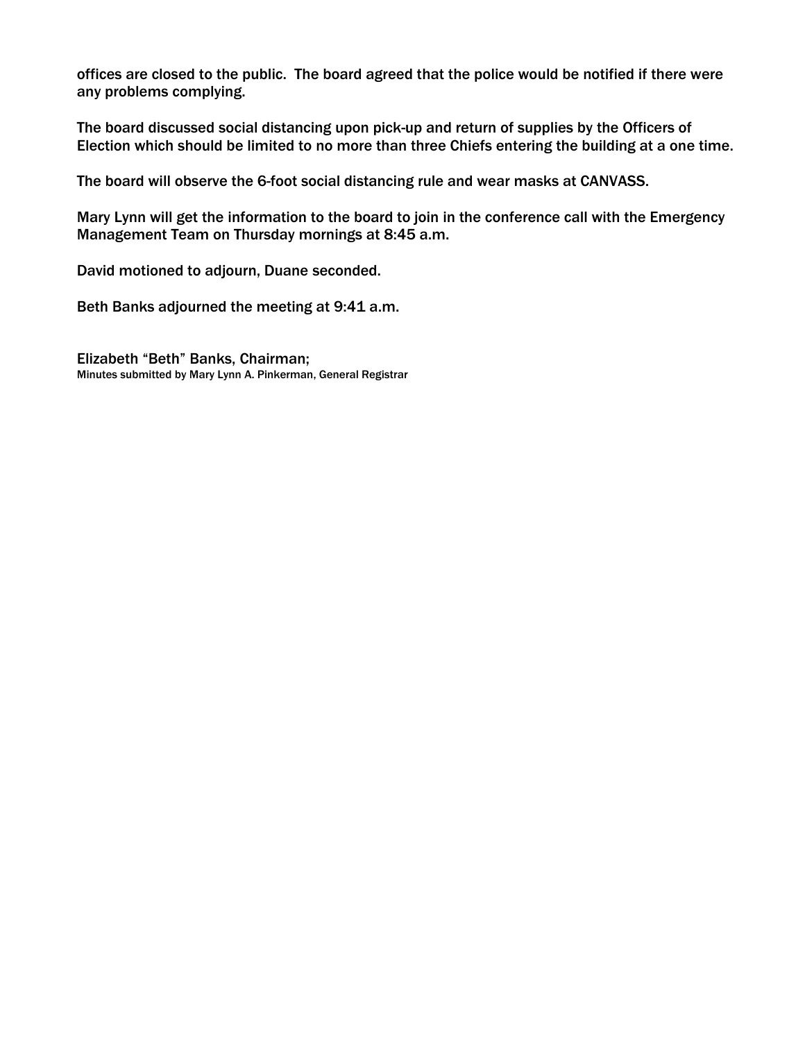offices are closed to the public. The board agreed that the police would be notified if there were any problems complying.

The board discussed social distancing upon pick-up and return of supplies by the Officers of Election which should be limited to no more than three Chiefs entering the building at a one time.

The board will observe the 6-foot social distancing rule and wear masks at CANVASS.

Mary Lynn will get the information to the board to join in the conference call with the Emergency Management Team on Thursday mornings at 8:45 a.m.

David motioned to adjourn, Duane seconded.

Beth Banks adjourned the meeting at 9:41 a.m.

Elizabeth “Beth” Banks, Chairman;
Minutes submitted by Mary Lynn A. Pinkerman, General Registrar